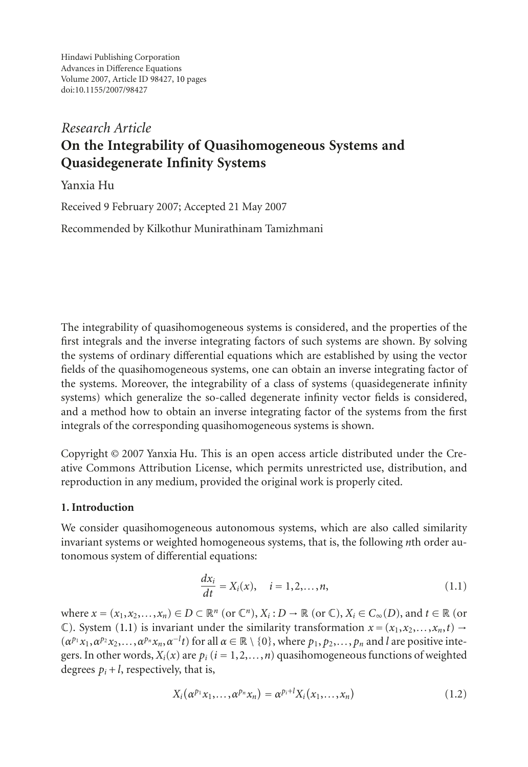Hindawi Publishing Corporation
Advances in Difference Equations
Volume 2007, Article ID 98427, 10 pages
doi:10.1155/2007/98427

*Research Article*

# On the Integrability of Quasihomogeneous Systems and Quasidegenerate Infinity Systems

Yanxia Hu

Received 9 February 2007; Accepted 21 May 2007

Recommended by Kilkothur Munirathinam Tamizhmani

The integrability of quasihomogeneous systems is considered, and the properties of the first integrals and the inverse integrating factors of such systems are shown. By solving the systems of ordinary differential equations which are established by using the vector fields of the quasihomogeneous systems, one can obtain an inverse integrating factor of the systems. Moreover, the integrability of a class of systems (quasidegenerate infinity systems) which generalize the so-called degenerate infinity vector fields is considered, and a method how to obtain an inverse integrating factor of the systems from the first integrals of the corresponding quasihomogeneous systems is shown.

Copyright © 2007 Yanxia Hu. This is an open access article distributed under the Creative Commons Attribution License, which permits unrestricted use, distribution, and reproduction in any medium, provided the original work is properly cited.

## 1. Introduction

We consider quasihomogeneous autonomous systems, which are also called similarity invariant systems or weighted homogeneous systems, that is, the following $n$th order autonomous system of differential equations:

$$\frac{dx_i}{dt} = X_i(x), \quad i = 1,2,\ldots,n, \tag{1.1}$$

where $x = (x_1, x_2, \ldots, x_n) \in D \subset \mathbb{R}^n$ (or $\mathbb{C}^n$), $X_i : D \to \mathbb{R}$ (or $\mathbb{C}$), $X_i \in C_\infty(D)$, and $t \in \mathbb{R}$ (or $\mathbb{C}$). System (1.1) is invariant under the similarity transformation $x = (x_1, x_2, \ldots, x_n, t) \to (\alpha^{p_1}x_1, \alpha^{p_2}x_2, \ldots, \alpha^{p_n}x_n, \alpha^{-l}t)$ for all $\alpha \in \mathbb{R} \setminus \{0\}$, where $p_1, p_2, \ldots, p_n$ and $l$ are positive integers. In other words, $X_i(x)$ are $p_i$ $(i = 1,2,\ldots,n)$ quasihomogeneous functions of weighted degrees $p_i + l$, respectively, that is,

$$X_i(\alpha^{p_1}x_1, \ldots, \alpha^{p_n}x_n) = \alpha^{p_i + l} X_i(x_1, \ldots, x_n) \tag{1.2}$$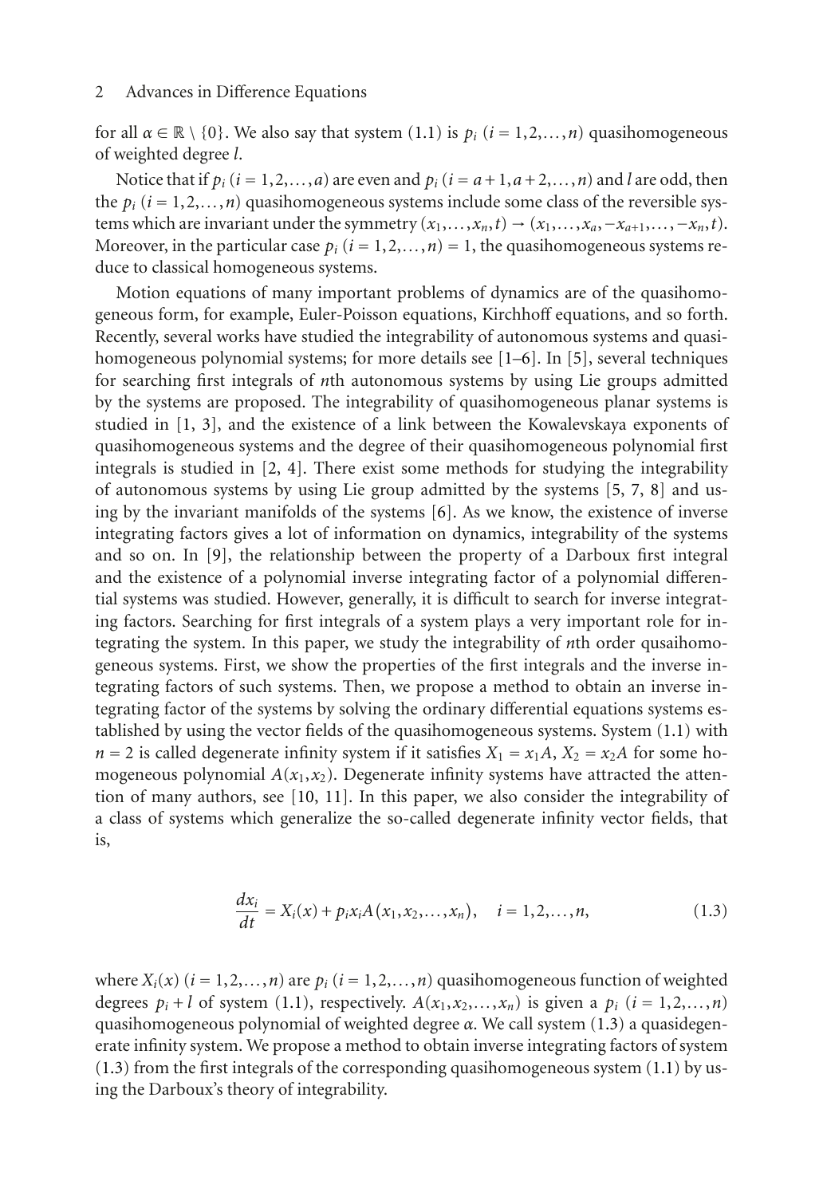for all $\alpha \in \mathbb{R} \setminus \{0\}$. We also say that system (1.1) is $p_i$ $(i = 1, 2, \dots, n)$ quasihomogeneous of weighted degree $l$.

Notice that if $p_i$ $(i = 1, 2, \dots, a)$ are even and $p_i$ $(i = a+1, a+2, \dots, n)$ and $l$ are odd, then the $p_i$ $(i = 1, 2, \dots, n)$ quasihomogeneous systems include some class of the reversible systems which are invariant under the symmetry $(x_1, \dots, x_n, t) \to (x_1, \dots, x_a, -x_{a+1}, \dots, -x_n, t)$. Moreover, in the particular case $p_i$ $(i = 1, 2, \dots, n) = 1$, the quasihomogeneous systems reduce to classical homogeneous systems.

Motion equations of many important problems of dynamics are of the quasihomogeneous form, for example, Euler-Poisson equations, Kirchhoff equations, and so forth. Recently, several works have studied the integrability of autonomous systems and quasihomogeneous polynomial systems; for more details see [1–6]. In [5], several techniques for searching first integrals of $n$th autonomous systems by using Lie groups admitted by the systems are proposed. The integrability of quasihomogeneous planar systems is studied in [1, 3], and the existence of a link between the Kowalevskaya exponents of quasihomogeneous systems and the degree of their quasihomogeneous polynomial first integrals is studied in [2, 4]. There exist some methods for studying the integrability of autonomous systems by using Lie group admitted by the systems [5, 7, 8] and using by the invariant manifolds of the systems [6]. As we know, the existence of inverse integrating factors gives a lot of information on dynamics, integrability of the systems and so on. In [9], the relationship between the property of a Darboux first integral and the existence of a polynomial inverse integrating factor of a polynomial differential systems was studied. However, generally, it is difficult to search for inverse integrating factors. Searching for first integrals of a system plays a very important role for integrating the system. In this paper, we study the integrability of $n$th order qusaihomogeneous systems. First, we show the properties of the first integrals and the inverse integrating factors of such systems. Then, we propose a method to obtain an inverse integrating factor of the systems by solving the ordinary differential equations systems established by using the vector fields of the quasihomogeneous systems. System (1.1) with $n = 2$ is called degenerate infinity system if it satisfies $X_1 = x_1 A$, $X_2 = x_2 A$ for some homogeneous polynomial $A(x_1, x_2)$. Degenerate infinity systems have attracted the attention of many authors, see [10, 11]. In this paper, we also consider the integrability of a class of systems which generalize the so-called degenerate infinity vector fields, that is,

$$\frac{dx_i}{dt} = X_i(x) + p_i x_i A(x_1, x_2, \dots, x_n), \quad i = 1, 2, \dots, n, \tag{1.3}$$

where $X_i(x)$ $(i = 1, 2, \dots, n)$ are $p_i$ $(i = 1, 2, \dots, n)$ quasihomogeneous function of weighted degrees $p_i + l$ of system (1.1), respectively. $A(x_1, x_2, \dots, x_n)$ is given a $p_i$ $(i = 1, 2, \dots, n)$ quasihomogeneous polynomial of weighted degree $\alpha$. We call system (1.3) a quasidegenerate infinity system. We propose a method to obtain inverse integrating factors of system (1.3) from the first integrals of the corresponding quasihomogeneous system (1.1) by using the Darboux's theory of integrability.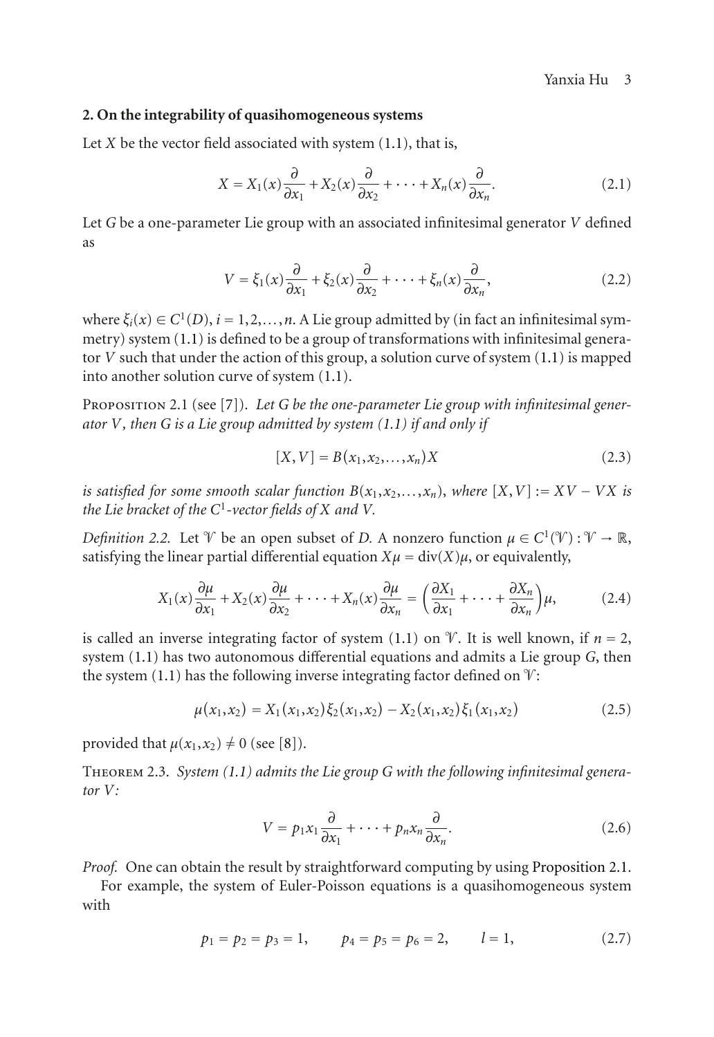## 2. On the integrability of quasihomogeneous systems

Let $X$ be the vector field associated with system (1.1), that is,

$$X = X_1(x)\frac{\partial}{\partial x_1} + X_2(x)\frac{\partial}{\partial x_2} + \cdots + X_n(x)\frac{\partial}{\partial x_n}. \tag{2.1}$$

Let $G$ be a one-parameter Lie group with an associated infinitesimal generator $V$ defined as

$$V = \xi_1(x)\frac{\partial}{\partial x_1} + \xi_2(x)\frac{\partial}{\partial x_2} + \cdots + \xi_n(x)\frac{\partial}{\partial x_n}, \tag{2.2}$$

where $\xi_i(x) \in C^1(D)$, $i = 1,2,\ldots,n$. A Lie group admitted by (in fact an infinitesimal symmetry) system (1.1) is defined to be a group of transformations with infinitesimal generator $V$ such that under the action of this group, a solution curve of system (1.1) is mapped into another solution curve of system (1.1).

Proposition 2.1 (see [7]). *Let $G$ be the one-parameter Lie group with infinitesimal generator $V$, then $G$ is a Lie group admitted by system (1.1) if and only if*

$$[X, V] = B(x_1, x_2, \ldots, x_n)X \tag{2.3}$$

*is satisfied for some smooth scalar function $B(x_1,x_2,\ldots,x_n)$, where $[X,V] := XV - VX$ is the Lie bracket of the $C^1$-vector fields of $X$ and $V$.*

*Definition 2.2.* Let $\mathcal{V}$ be an open subset of $D$. A nonzero function $\mu \in C^1(\mathcal{V}) : \mathcal{V} \to \mathbb{R}$, satisfying the linear partial differential equation $X\mu = \operatorname{div}(X)\mu$, or equivalently,

$$X_1(x)\frac{\partial \mu}{\partial x_1} + X_2(x)\frac{\partial \mu}{\partial x_2} + \cdots + X_n(x)\frac{\partial \mu}{\partial x_n} = \left(\frac{\partial X_1}{\partial x_1} + \cdots + \frac{\partial X_n}{\partial x_n}\right)\mu, \tag{2.4}$$

is called an inverse integrating factor of system (1.1) on $\mathcal{V}$. It is well known, if $n = 2$, system (1.1) has two autonomous differential equations and admits a Lie group $G$, then the system (1.1) has the following inverse integrating factor defined on $\mathcal{V}$:

$$\mu(x_1,x_2) = X_1(x_1,x_2)\xi_2(x_1,x_2) - X_2(x_1,x_2)\xi_1(x_1,x_2) \tag{2.5}$$

provided that $\mu(x_1,x_2) \neq 0$ (see [8]).

Theorem 2.3. *System (1.1) admits the Lie group $G$ with the following infinitesimal generator $V$:*

$$V = p_1 x_1 \frac{\partial}{\partial x_1} + \cdots + p_n x_n \frac{\partial}{\partial x_n}. \tag{2.6}$$

*Proof.* One can obtain the result by straightforward computing by using Proposition 2.1.

For example, the system of Euler-Poisson equations is a quasihomogeneous system with

$$p_1 = p_2 = p_3 = 1, \qquad p_4 = p_5 = p_6 = 2, \qquad l = 1, \tag{2.7}$$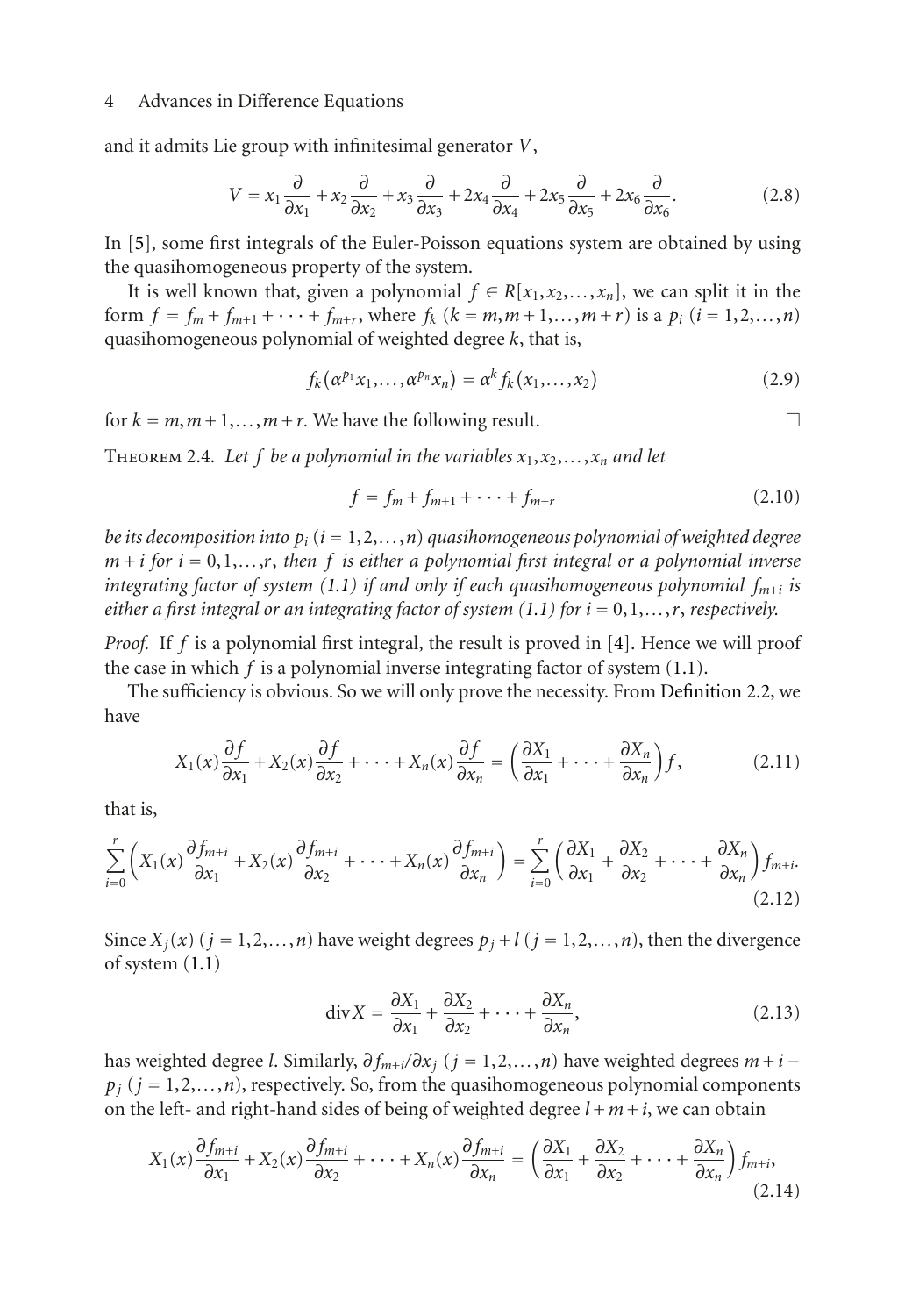and it admits Lie group with infinitesimal generator $V$,

$$V = x_1 \frac{\partial}{\partial x_1} + x_2 \frac{\partial}{\partial x_2} + x_3 \frac{\partial}{\partial x_3} + 2x_4 \frac{\partial}{\partial x_4} + 2x_5 \frac{\partial}{\partial x_5} + 2x_6 \frac{\partial}{\partial x_6}. \tag{2.8}$$

In [5], some first integrals of the Euler-Poisson equations system are obtained by using the quasihomogeneous property of the system.

It is well known that, given a polynomial $f \in R[x_1, x_2, \ldots, x_n]$, we can split it in the form $f = f_m + f_{m+1} + \cdots + f_{m+r}$, where $f_k$ $(k = m, m+1, \ldots, m+r)$ is a $p_i$ $(i = 1, 2, \ldots, n)$ quasihomogeneous polynomial of weighted degree $k$, that is,

$$f_k(\alpha^{p_1} x_1, \ldots, \alpha^{p_n} x_n) = \alpha^k f_k(x_1, \ldots, x_2) \tag{2.9}$$

for $k = m, m+1, \ldots, m+r$. We have the following result. □

**Theorem 2.4.** *Let $f$ be a polynomial in the variables $x_1, x_2, \ldots, x_n$ and let*

$$f = f_m + f_{m+1} + \cdots + f_{m+r} \tag{2.10}$$

*be its decomposition into $p_i$ $(i = 1, 2, \ldots, n)$ quasihomogeneous polynomial of weighted degree $m + i$ for $i = 0, 1, \ldots, r$, then $f$ is either a polynomial first integral or a polynomial inverse integrating factor of system (1.1) if and only if each quasihomogeneous polynomial $f_{m+i}$ is either a first integral or an integrating factor of system (1.1) for $i = 0, 1, \ldots, r$, respectively.*

*Proof.* If $f$ is a polynomial first integral, the result is proved in [4]. Hence we will proof the case in which $f$ is a polynomial inverse integrating factor of system (1.1).

The sufficiency is obvious. So we will only prove the necessity. From Definition 2.2, we have

$$X_1(x) \frac{\partial f}{\partial x_1} + X_2(x) \frac{\partial f}{\partial x_2} + \cdots + X_n(x) \frac{\partial f}{\partial x_n} = \left( \frac{\partial X_1}{\partial x_1} + \cdots + \frac{\partial X_n}{\partial x_n} \right) f, \tag{2.11}$$

that is,

$$\sum_{i=0}^{r} \left( X_1(x) \frac{\partial f_{m+i}}{\partial x_1} + X_2(x) \frac{\partial f_{m+i}}{\partial x_2} + \cdots + X_n(x) \frac{\partial f_{m+i}}{\partial x_n} \right) = \sum_{i=0}^{r} \left( \frac{\partial X_1}{\partial x_1} + \frac{\partial X_2}{\partial x_2} + \cdots + \frac{\partial X_n}{\partial x_n} \right) f_{m+i}. \tag{2.12}$$

Since $X_j(x)$ $(j = 1, 2, \ldots, n)$ have weight degrees $p_j + l$ $(j = 1, 2, \ldots, n)$, then the divergence of system (1.1)

$$\operatorname{div} X = \frac{\partial X_1}{\partial x_1} + \frac{\partial X_2}{\partial x_2} + \cdots + \frac{\partial X_n}{\partial x_n}, \tag{2.13}$$

has weighted degree $l$. Similarly, $\partial f_{m+i} / \partial x_j$ $(j = 1, 2, \ldots, n)$ have weighted degrees $m + i - p_j$ $(j = 1, 2, \ldots, n)$, respectively. So, from the quasihomogeneous polynomial components on the left- and right-hand sides of being of weighted degree $l + m + i$, we can obtain

$$X_1(x) \frac{\partial f_{m+i}}{\partial x_1} + X_2(x) \frac{\partial f_{m+i}}{\partial x_2} + \cdots + X_n(x) \frac{\partial f_{m+i}}{\partial x_n} = \left( \frac{\partial X_1}{\partial x_1} + \frac{\partial X_2}{\partial x_2} + \cdots + \frac{\partial X_n}{\partial x_n} \right) f_{m+i}, \tag{2.14}$$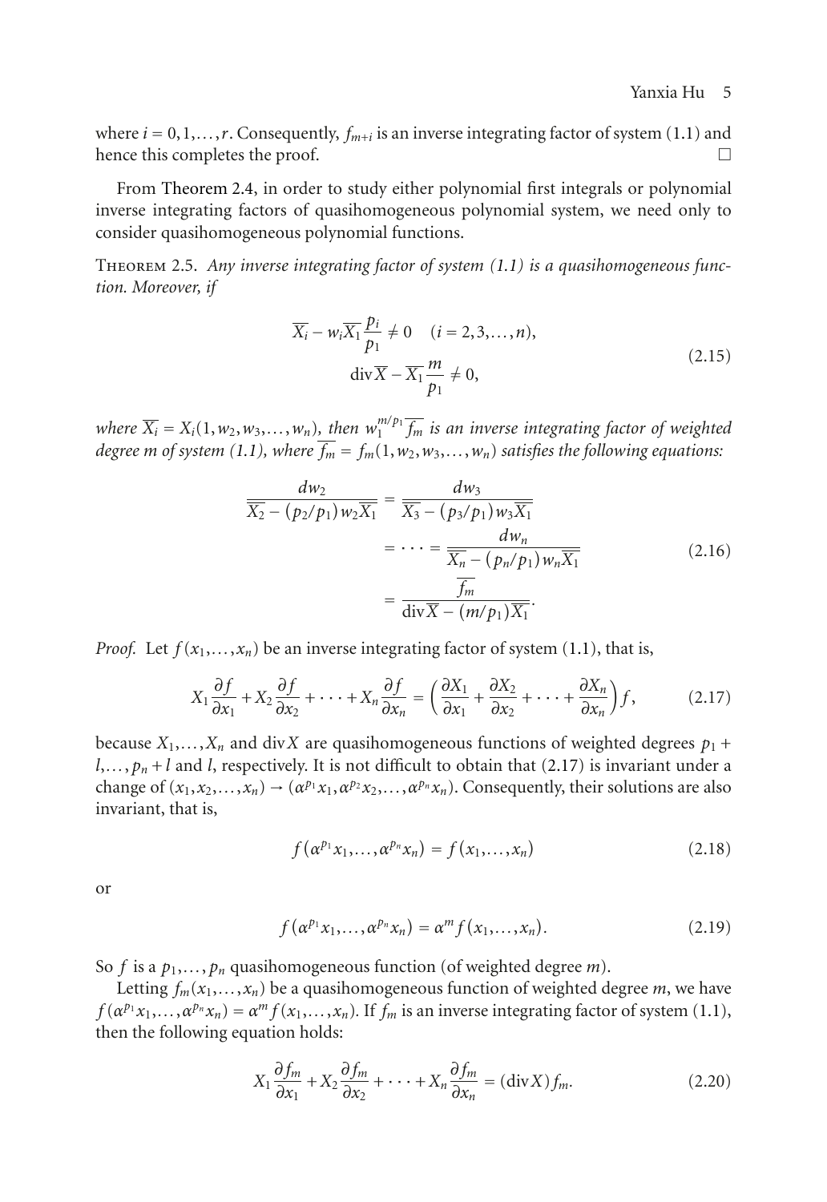where $i = 0,1,\dots,r$. Consequently, $f_{m+i}$ is an inverse integrating factor of system (1.1) and hence this completes the proof. □

From Theorem 2.4, in order to study either polynomial first integrals or polynomial inverse integrating factors of quasihomogeneous polynomial system, we need only to consider quasihomogeneous polynomial functions.

Theorem 2.5. *Any inverse integrating factor of system (1.1) is a quasihomogeneous function. Moreover, if*

$$
\begin{gathered}
\overline{X_i} - w_i \overline{X_1} \frac{p_i}{p_1} \neq 0 \quad (i = 2,3,\dots,n), \\
\operatorname{div} \overline{X} - \overline{X_1} \frac{m}{p_1} \neq 0,
\end{gathered}
\tag{2.15}
$$

*where $\overline{X_i} = X_i(1, w_2, w_3, \dots, w_n)$, then $w_1^{m/p_1} \overline{f_m}$ is an inverse integrating factor of weighted degree $m$ of system (1.1), where $\overline{f_m} = f_m(1, w_2, w_3, \dots, w_n)$ satisfies the following equations:*

$$
\begin{aligned}
\frac{dw_2}{\overline{X_2} - (p_2/p_1) w_2 \overline{X_1}} = \frac{dw_3}{\overline{X_3} - (p_3/p_1) w_3 \overline{X_1}} \\
= \cdots = \frac{dw_n}{\overline{X_n} - (p_n/p_1) w_n \overline{X_1}} \\
= \frac{\overline{f_m}}{\operatorname{div} \overline{X} - (m/p_1) \overline{X_1}}.
\end{aligned}
\tag{2.16}
$$

*Proof.* Let $f(x_1,\dots,x_n)$ be an inverse integrating factor of system (1.1), that is,

$$
X_1 \frac{\partial f}{\partial x_1} + X_2 \frac{\partial f}{\partial x_2} + \cdots + X_n \frac{\partial f}{\partial x_n} = \left( \frac{\partial X_1}{\partial x_1} + \frac{\partial X_2}{\partial x_2} + \cdots + \frac{\partial X_n}{\partial x_n} \right) f,
\tag{2.17}
$$

because $X_1,\dots,X_n$ and $\operatorname{div} X$ are quasihomogeneous functions of weighted degrees $p_1 + l,\dots,p_n + l$ and $l$, respectively. It is not difficult to obtain that (2.17) is invariant under a change of $(x_1, x_2, \dots, x_n) \to (\alpha^{p_1} x_1, \alpha^{p_2} x_2, \dots, \alpha^{p_n} x_n)$. Consequently, their solutions are also invariant, that is,

$$
f(\alpha^{p_1} x_1, \dots, \alpha^{p_n} x_n) = f(x_1, \dots, x_n)
\tag{2.18}
$$

or

$$
f(\alpha^{p_1} x_1, \dots, \alpha^{p_n} x_n) = \alpha^m f(x_1, \dots, x_n).
\tag{2.19}
$$

So $f$ is a $p_1,\dots,p_n$ quasihomogeneous function (of weighted degree $m$).

Letting $f_m(x_1,\dots,x_n)$ be a quasihomogeneous function of weighted degree $m$, we have $f(\alpha^{p_1} x_1, \dots, \alpha^{p_n} x_n) = \alpha^m f(x_1, \dots, x_n)$. If $f_m$ is an inverse integrating factor of system (1.1), then the following equation holds:

$$
X_1 \frac{\partial f_m}{\partial x_1} + X_2 \frac{\partial f_m}{\partial x_2} + \cdots + X_n \frac{\partial f_m}{\partial x_n} = (\operatorname{div} X) f_m.
\tag{2.20}
$$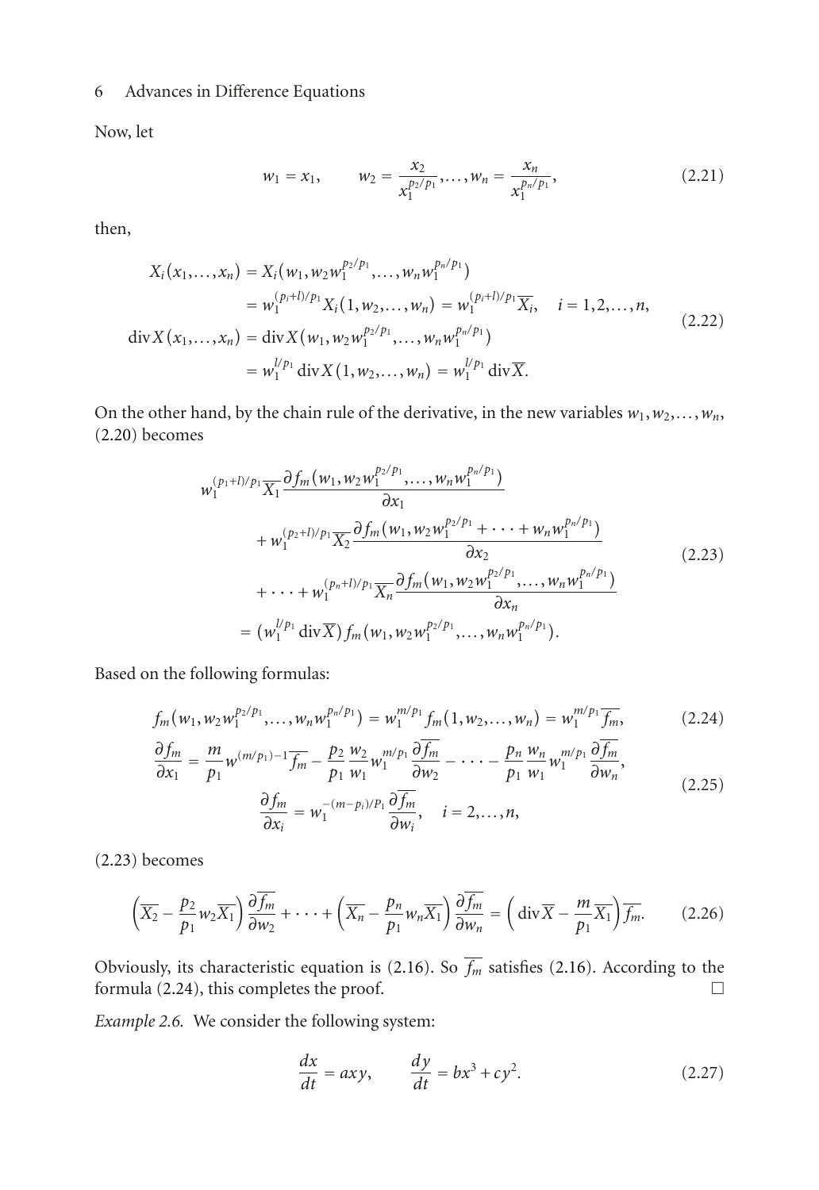Now, let

$$w_1 = x_1, \qquad w_2 = \frac{x_2}{x_1^{p_2/p_1}}, \ldots, w_n = \frac{x_n}{x_1^{p_n/p_1}}, \tag{2.21}$$

then,

$$\begin{aligned}
X_i(x_1, \ldots, x_n) &= X_i\left(w_1, w_2 w_1^{p_2/p_1}, \ldots, w_n w_1^{p_n/p_1}\right) \\
&= w_1^{(p_i+l)/p_1} X_i(1, w_2, \ldots, w_n) = w_1^{(p_i+l)/p_1} \overline{X_i}, \quad i = 1, 2, \ldots, n, \\
\operatorname{div} X(x_1, \ldots, x_n) &= \operatorname{div} X\left(w_1, w_2 w_1^{p_2/p_1}, \ldots, w_n w_1^{p_n/p_1}\right) \\
&= w_1^{l/p_1} \operatorname{div} X(1, w_2, \ldots, w_n) = w_1^{l/p_1} \operatorname{div} \overline{X}.
\end{aligned} \tag{2.22}$$

On the other hand, by the chain rule of the derivative, in the new variables $w_1, w_2, \ldots, w_n$, (2.20) becomes

$$\begin{aligned}
& w_1^{(p_1+l)/p_1} \overline{X_1} \frac{\partial f_m\left(w_1, w_2 w_1^{p_2/p_1}, \ldots, w_n w_1^{p_n/p_1}\right)}{\partial x_1} \\
&\quad + w_1^{(p_2+l)/p_1} \overline{X_2} \frac{\partial f_m\left(w_1, w_2 w_1^{p_2/p_1} + \cdots + w_n w_1^{p_n/p_1}\right)}{\partial x_2} \\
&\quad + \cdots + w_1^{(p_n+l)/p_1} \overline{X_n} \frac{\partial f_m\left(w_1, w_2 w_1^{p_2/p_1}, \ldots, w_n w_1^{p_n/p_1}\right)}{\partial x_n} \\
&= \left(w_1^{l/p_1} \operatorname{div} \overline{X}\right) f_m\left(w_1, w_2 w_1^{p_2/p_1}, \ldots, w_n w_1^{p_n/p_1}\right).
\end{aligned} \tag{2.23}$$

Based on the following formulas:

$$f_m\left(w_1, w_2 w_1^{p_2/p_1}, \ldots, w_n w_1^{p_n/p_1}\right) = w_1^{m/p_1} f_m(1, w_2, \ldots, w_n) = w_1^{m/p_1} \overline{f_m}, \tag{2.24}$$

$$\begin{aligned}
\frac{\partial f_m}{\partial x_1} &= \frac{m}{p_1} w^{(m/p_1)-1} \overline{f_m} - \frac{p_2}{p_1} \frac{w_2}{w_1} w_1^{m/p_1} \frac{\partial \overline{f_m}}{\partial w_2} - \cdots - \frac{p_n}{p_1} \frac{w_n}{w_1} w_1^{m/p_1} \frac{\partial \overline{f_m}}{\partial w_n}, \\
\frac{\partial f_m}{\partial x_i} &= w_1^{-(m-p_i)/P_1} \frac{\partial \overline{f_m}}{\partial w_i}, \quad i = 2, \ldots, n,
\end{aligned} \tag{2.25}$$

(2.23) becomes

$$\left(\overline{X_2} - \frac{p_2}{p_1} w_2 \overline{X_1}\right) \frac{\partial \overline{f_m}}{\partial w_2} + \cdots + \left(\overline{X_n} - \frac{p_n}{p_1} w_n \overline{X_1}\right) \frac{\partial \overline{f_m}}{\partial w_n} = \left(\operatorname{div} \overline{X} - \frac{m}{p_1} \overline{X_1}\right) \overline{f_m}. \tag{2.26}$$

Obviously, its characteristic equation is (2.16). So $\overline{f_m}$ satisfies (2.16). According to the formula (2.24), this completes the proof. □

*Example 2.6.* We consider the following system:

$$\frac{dx}{dt} = axy, \qquad \frac{dy}{dt} = bx^3 + cy^2. \tag{2.27}$$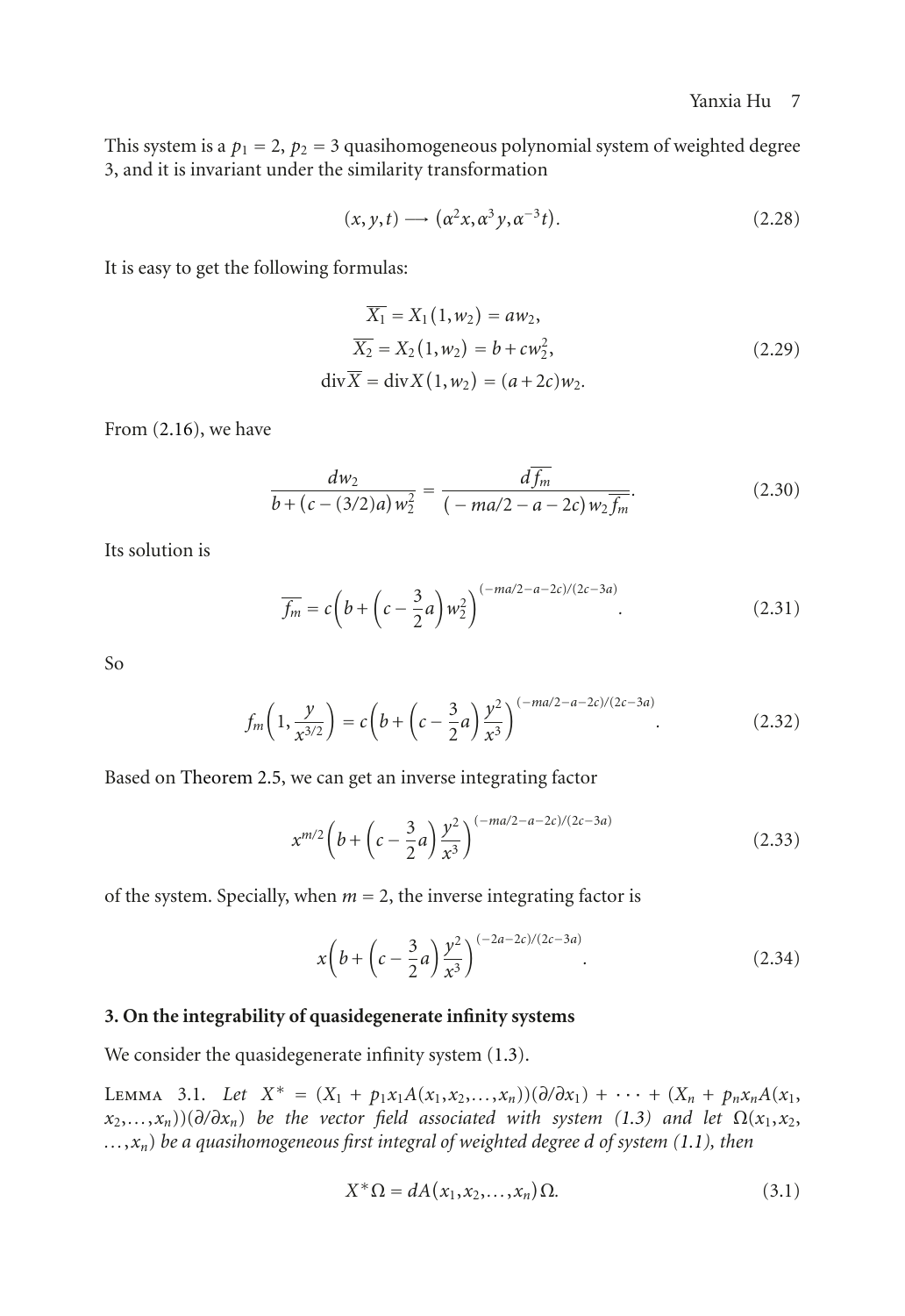This system is a $p_1 = 2$, $p_2 = 3$ quasihomogeneous polynomial system of weighted degree 3, and it is invariant under the similarity transformation

$$(x, y, t) \longrightarrow (\alpha^2 x, \alpha^3 y, \alpha^{-3} t). \tag{2.28}$$

It is easy to get the following formulas:

$$\begin{aligned}
\overline{X_1} &= X_1(1, w_2) = a w_2, \\
\overline{X_2} &= X_2(1, w_2) = b + c w_2^2, \\
\operatorname{div} \overline{X} &= \operatorname{div} X(1, w_2) = (a + 2c) w_2.
\end{aligned} \tag{2.29}$$

From (2.16), we have

$$\frac{dw_2}{b + (c - (3/2)a) w_2^2} = \frac{d\overline{f_m}}{(-ma/2 - a - 2c) w_2 \overline{f_m}}. \tag{2.30}$$

Its solution is

$$\overline{f_m} = c\left(b + \left(c - \frac{3}{2}a\right) w_2^2\right)^{(-ma/2 - a - 2c)/(2c - 3a)}. \tag{2.31}$$

So

$$f_m\left(1, \frac{y}{x^{3/2}}\right) = c\left(b + \left(c - \frac{3}{2}a\right) \frac{y^2}{x^3}\right)^{(-ma/2 - a - 2c)/(2c - 3a)}. \tag{2.32}$$

Based on Theorem 2.5, we can get an inverse integrating factor

$$x^{m/2}\left(b + \left(c - \frac{3}{2}a\right) \frac{y^2}{x^3}\right)^{(-ma/2 - a - 2c)/(2c - 3a)} \tag{2.33}$$

of the system. Specially, when $m = 2$, the inverse integrating factor is

$$x\left(b + \left(c - \frac{3}{2}a\right) \frac{y^2}{x^3}\right)^{(-2a - 2c)/(2c - 3a)}. \tag{2.34}$$

## 3. On the integrability of quasidegenerate infinity systems

We consider the quasidegenerate infinity system (1.3).

Lemma 3.1. *Let $X^* = (X_1 + p_1 x_1 A(x_1, x_2, \ldots, x_n))(\partial/\partial x_1) + \cdots + (X_n + p_n x_n A(x_1, x_2, \ldots, x_n))(\partial/\partial x_n)$ be the vector field associated with system (1.3) and let $\Omega(x_1, x_2, \ldots, x_n)$ be a quasihomogeneous first integral of weighted degree $d$ of system (1.1), then*

$$X^* \Omega = d A(x_1, x_2, \ldots, x_n) \Omega. \tag{3.1}$$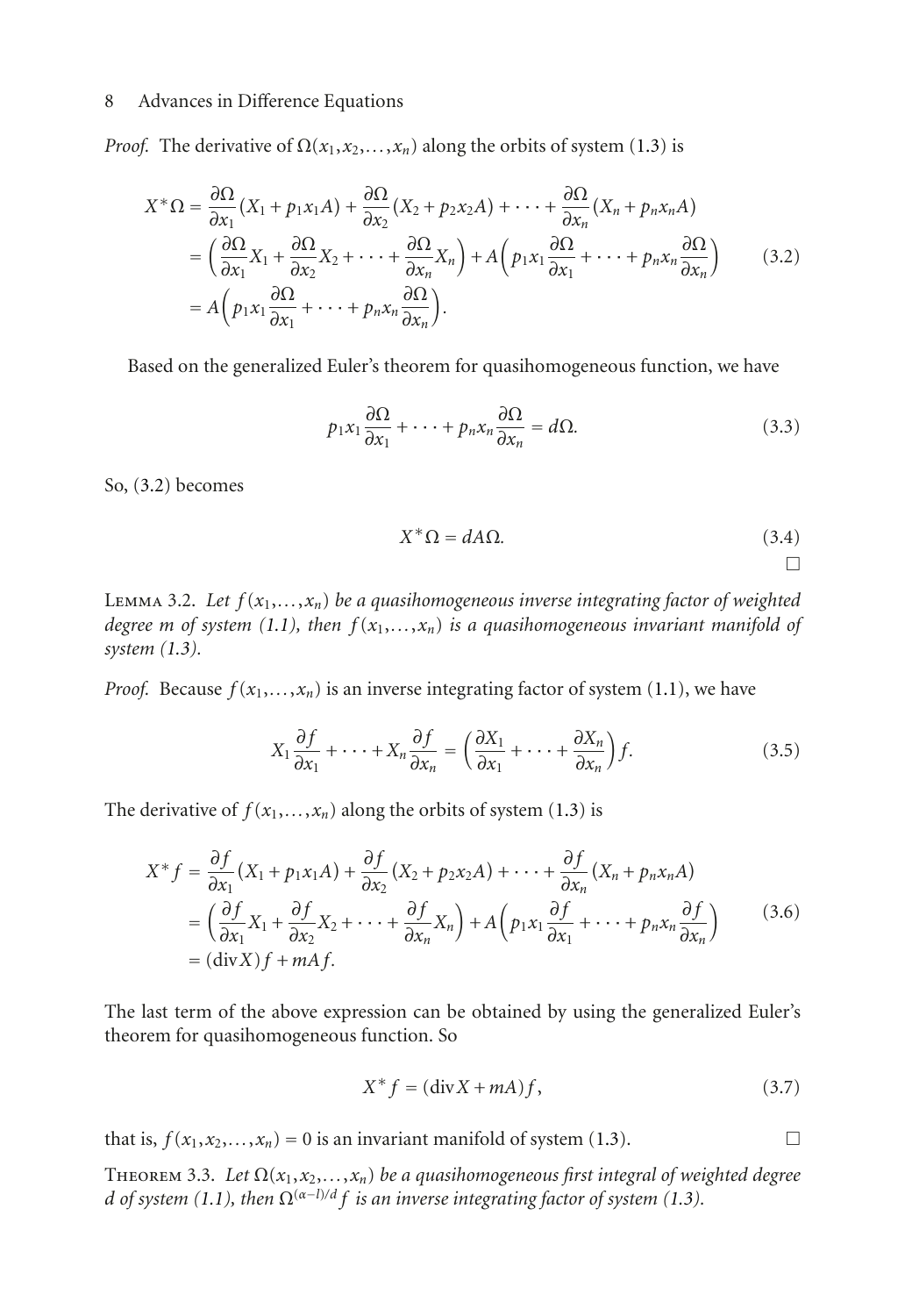*Proof.* The derivative of $\Omega(x_1, x_2, \ldots, x_n)$ along the orbits of system (1.3) is

$$
\begin{aligned}
X^*\Omega &= \frac{\partial \Omega}{\partial x_1}(X_1 + p_1 x_1 A) + \frac{\partial \Omega}{\partial x_2}(X_2 + p_2 x_2 A) + \cdots + \frac{\partial \Omega}{\partial x_n}(X_n + p_n x_n A) \\
&= \left(\frac{\partial \Omega}{\partial x_1}X_1 + \frac{\partial \Omega}{\partial x_2}X_2 + \cdots + \frac{\partial \Omega}{\partial x_n}X_n\right) + A\left(p_1 x_1 \frac{\partial \Omega}{\partial x_1} + \cdots + p_n x_n \frac{\partial \Omega}{\partial x_n}\right) \\
&= A\left(p_1 x_1 \frac{\partial \Omega}{\partial x_1} + \cdots + p_n x_n \frac{\partial \Omega}{\partial x_n}\right).
\end{aligned}
\tag{3.2}
$$

Based on the generalized Euler's theorem for quasihomogeneous function, we have

$$
p_1 x_1 \frac{\partial \Omega}{\partial x_1} + \cdots + p_n x_n \frac{\partial \Omega}{\partial x_n} = d\Omega. \tag{3.3}
$$

So, (3.2) becomes

$$
X^*\Omega = dA\Omega. \tag{3.4}
$$

□

**Lemma 3.2.** *Let $f(x_1, \ldots, x_n)$ be a quasihomogeneous inverse integrating factor of weighted degree $m$ of system (1.1), then $f(x_1, \ldots, x_n)$ is a quasihomogeneous invariant manifold of system (1.3).*

*Proof.* Because $f(x_1, \ldots, x_n)$ is an inverse integrating factor of system (1.1), we have

$$
X_1 \frac{\partial f}{\partial x_1} + \cdots + X_n \frac{\partial f}{\partial x_n} = \left(\frac{\partial X_1}{\partial x_1} + \cdots + \frac{\partial X_n}{\partial x_n}\right) f. \tag{3.5}
$$

The derivative of $f(x_1, \ldots, x_n)$ along the orbits of system (1.3) is

$$
\begin{aligned}
X^* f &= \frac{\partial f}{\partial x_1}(X_1 + p_1 x_1 A) + \frac{\partial f}{\partial x_2}(X_2 + p_2 x_2 A) + \cdots + \frac{\partial f}{\partial x_n}(X_n + p_n x_n A) \\
&= \left(\frac{\partial f}{\partial x_1}X_1 + \frac{\partial f}{\partial x_2}X_2 + \cdots + \frac{\partial f}{\partial x_n}X_n\right) + A\left(p_1 x_1 \frac{\partial f}{\partial x_1} + \cdots + p_n x_n \frac{\partial f}{\partial x_n}\right) \\
&= (\operatorname{div} X) f + mAf.
\end{aligned}
\tag{3.6}
$$

The last term of the above expression can be obtained by using the generalized Euler's theorem for quasihomogeneous function. So

$$
X^* f = (\operatorname{div} X + mA) f, \tag{3.7}
$$

that is, $f(x_1, x_2, \ldots, x_n) = 0$ is an invariant manifold of system (1.3). □

**Theorem 3.3.** *Let $\Omega(x_1, x_2, \ldots, x_n)$ be a quasihomogeneous first integral of weighted degree $d$ of system (1.1), then $\Omega^{(\alpha - l)/d} f$ is an inverse integrating factor of system (1.3).*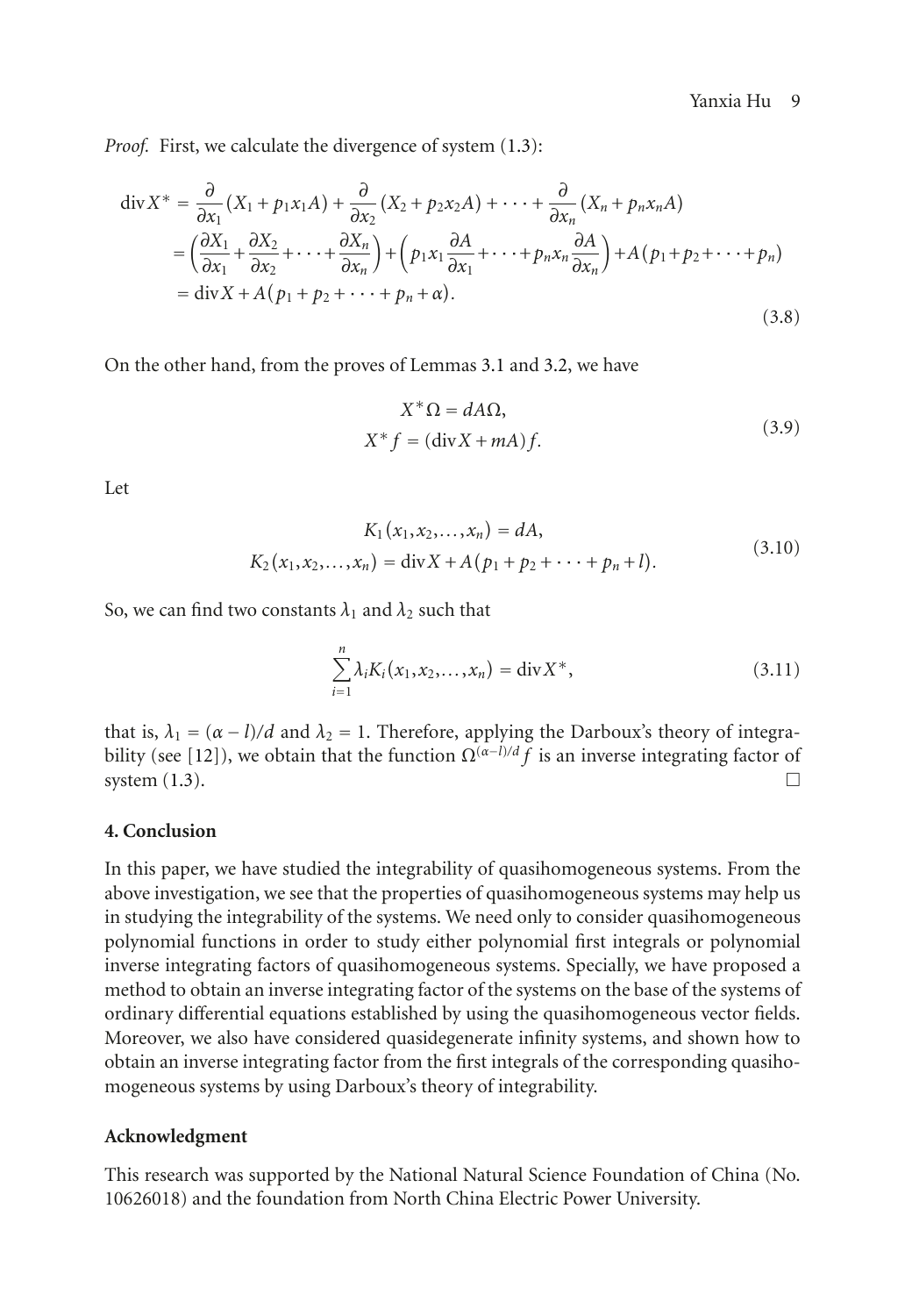*Proof.* First, we calculate the divergence of system (1.3):

$$
\begin{aligned}
\operatorname{div} X^* &= \frac{\partial}{\partial x_1}(X_1 + p_1 x_1 A) + \frac{\partial}{\partial x_2}(X_2 + p_2 x_2 A) + \cdots + \frac{\partial}{\partial x_n}(X_n + p_n x_n A) \\
&= \left(\frac{\partial X_1}{\partial x_1} + \frac{\partial X_2}{\partial x_2} + \cdots + \frac{\partial X_n}{\partial x_n}\right) + \left(p_1 x_1 \frac{\partial A}{\partial x_1} + \cdots + p_n x_n \frac{\partial A}{\partial x_n}\right) + A(p_1 + p_2 + \cdots + p_n) \\
&= \operatorname{div} X + A(p_1 + p_2 + \cdots + p_n + \alpha).
\end{aligned}
\tag{3.8}
$$

On the other hand, from the proves of Lemmas 3.1 and 3.2, we have

$$
\begin{aligned}
X^* \Omega &= dA\Omega, \\
X^* f &= (\operatorname{div} X + mA) f.
\end{aligned}
\tag{3.9}
$$

Let

$$
\begin{aligned}
K_1(x_1, x_2, \ldots, x_n) &= dA, \\
K_2(x_1, x_2, \ldots, x_n) &= \operatorname{div} X + A(p_1 + p_2 + \cdots + p_n + l).
\end{aligned}
\tag{3.10}
$$

So, we can find two constants $\lambda_1$ and $\lambda_2$ such that

$$
\sum_{i=1}^{n} \lambda_i K_i(x_1, x_2, \ldots, x_n) = \operatorname{div} X^*,
\tag{3.11}
$$

that is, $\lambda_1 = (\alpha - l)/d$ and $\lambda_2 = 1$. Therefore, applying the Darboux's theory of integrability (see [12]), we obtain that the function $\Omega^{(\alpha - l)/d} f$ is an inverse integrating factor of system (1.3). □

## 4. Conclusion

In this paper, we have studied the integrability of quasihomogeneous systems. From the above investigation, we see that the properties of quasihomogeneous systems may help us in studying the integrability of the systems. We need only to consider quasihomogeneous polynomial functions in order to study either polynomial first integrals or polynomial inverse integrating factors of quasihomogeneous systems. Specially, we have proposed a method to obtain an inverse integrating factor of the systems on the base of the systems of ordinary differential equations established by using the quasihomogeneous vector fields. Moreover, we also have considered quasidegenerate infinity systems, and shown how to obtain an inverse integrating factor from the first integrals of the corresponding quasihomogeneous systems by using Darboux's theory of integrability.

## Acknowledgment

This research was supported by the National Natural Science Foundation of China (No. 10626018) and the foundation from North China Electric Power University.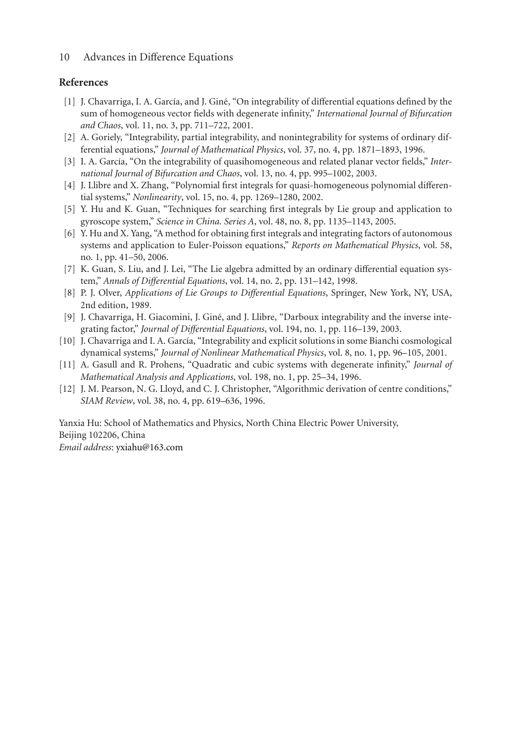## References

[1] J. Chavarriga, I. A. García, and J. Giné, "On integrability of differential equations defined by the sum of homogeneous vector fields with degenerate infinity," *International Journal of Bifurcation and Chaos*, vol. 11, no. 3, pp. 711–722, 2001.

[2] A. Goriely, "Integrability, partial integrability, and nonintegrability for systems of ordinary differential equations," *Journal of Mathematical Physics*, vol. 37, no. 4, pp. 1871–1893, 1996.

[3] I. A. García, "On the integrability of quasihomogeneous and related planar vector fields," *International Journal of Bifurcation and Chaos*, vol. 13, no. 4, pp. 995–1002, 2003.

[4] J. Llibre and X. Zhang, "Polynomial first integrals for quasi-homogeneous polynomial differential systems," *Nonlinearity*, vol. 15, no. 4, pp. 1269–1280, 2002.

[5] Y. Hu and K. Guan, "Techniques for searching first integrals by Lie group and application to gyroscope system," *Science in China. Series A*, vol. 48, no. 8, pp. 1135–1143, 2005.

[6] Y. Hu and X. Yang, "A method for obtaining first integrals and integrating factors of autonomous systems and application to Euler-Poisson equations," *Reports on Mathematical Physics*, vol. 58, no. 1, pp. 41–50, 2006.

[7] K. Guan, S. Liu, and J. Lei, "The Lie algebra admitted by an ordinary differential equation system," *Annals of Differential Equations*, vol. 14, no. 2, pp. 131–142, 1998.

[8] P. J. Olver, *Applications of Lie Groups to Differential Equations*, Springer, New York, NY, USA, 2nd edition, 1989.

[9] J. Chavarriga, H. Giacomini, J. Giné, and J. Llibre, "Darboux integrability and the inverse integrating factor," *Journal of Differential Equations*, vol. 194, no. 1, pp. 116–139, 2003.

[10] J. Chavarriga and I. A. García, "Integrability and explicit solutions in some Bianchi cosmological dynamical systems," *Journal of Nonlinear Mathematical Physics*, vol. 8, no. 1, pp. 96–105, 2001.

[11] A. Gasull and R. Prohens, "Quadratic and cubic systems with degenerate infinity," *Journal of Mathematical Analysis and Applications*, vol. 198, no. 1, pp. 25–34, 1996.

[12] J. M. Pearson, N. G. Lloyd, and C. J. Christopher, "Algorithmic derivation of centre conditions," *SIAM Review*, vol. 38, no. 4, pp. 619–636, 1996.

Yanxia Hu: School of Mathematics and Physics, North China Electric Power University, Beijing 102206, China
*Email address*: yxiahu@163.com